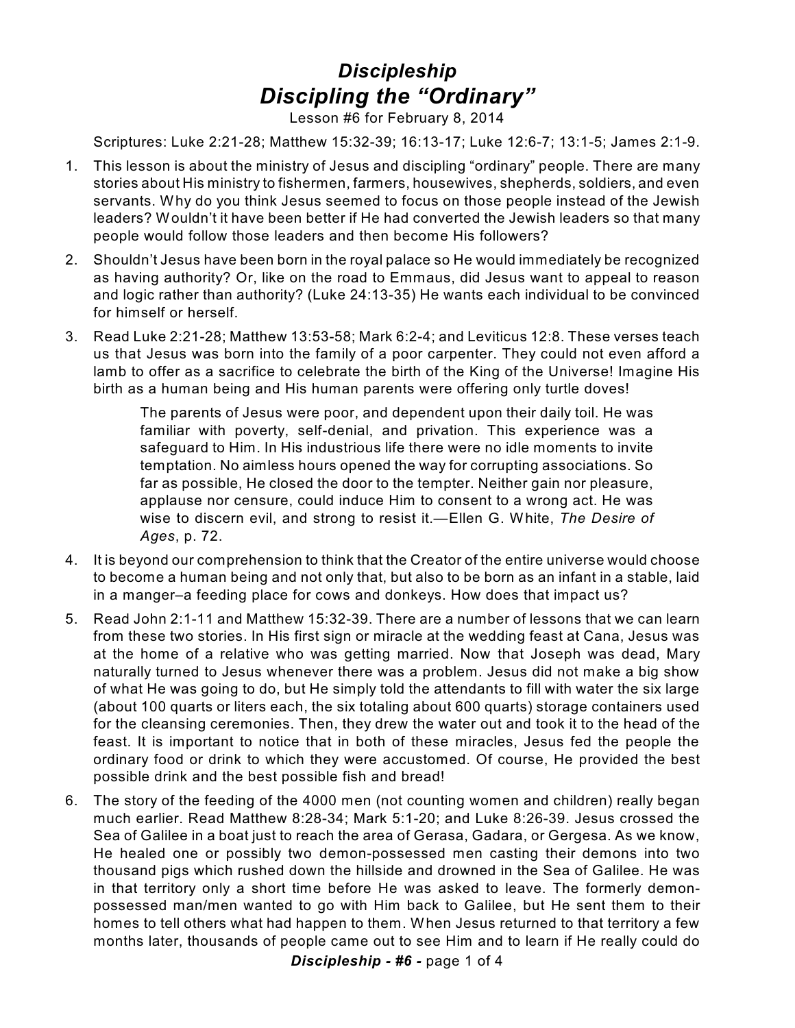# *Discipleship*

## *Discipling the "Ordinary"*

Lesson #6 for February 8, 2014

Scriptures: Luke 2:21-28; Matthew 15:32-39; 16:13-17; Luke 12:6-7; 13:1-5; James 2:1-9.

1. This lesson is about the ministry of Jesus and discipling "ordinary" people. There are many stories about His ministry to fishermen, farmers, housewives, shepherds, soldiers, and even servants. Why do you think Jesus seemed to focus on those people instead of the Jewish leaders? Wouldn't it have been better if He had converted the Jewish leaders so that many people would follow those leaders and then become His followers?

2. Shouldn't Jesus have been born in the royal palace so He would immediately be recognized as having authority? Or, like on the road to Emmaus, did Jesus want to appeal to reason and logic rather than authority? (Luke 24:13-35) He wants each individual to be convinced for himself or herself.

3. Read Luke 2:21-28; Matthew 13:53-58; Mark 6:2-4; and Leviticus 12:8. These verses teach us that Jesus was born into the family of a poor carpenter. They could not even afford a lamb to offer as a sacrifice to celebrate the birth of the King of the Universe! Imagine His birth as a human being and His human parents were offering only turtle doves!

   > The parents of Jesus were poor, and dependent upon their daily toil. He was familiar with poverty, self-denial, and privation. This experience was a safeguard to Him. In His industrious life there were no idle moments to invite temptation. No aimless hours opened the way for corrupting associations. So far as possible, He closed the door to the tempter. Neither gain nor pleasure, applause nor censure, could induce Him to consent to a wrong act. He was wise to discern evil, and strong to resist it.—Ellen G. White, *The Desire of Ages*, p. 72.

4. It is beyond our comprehension to think that the Creator of the entire universe would choose to become a human being and not only that, but also to be born as an infant in a stable, laid in a manger–a feeding place for cows and donkeys. How does that impact us?

5. Read John 2:1-11 and Matthew 15:32-39. There are a number of lessons that we can learn from these two stories. In His first sign or miracle at the wedding feast at Cana, Jesus was at the home of a relative who was getting married. Now that Joseph was dead, Mary naturally turned to Jesus whenever there was a problem. Jesus did not make a big show of what He was going to do, but He simply told the attendants to fill with water the six large (about 100 quarts or liters each, the six totaling about 600 quarts) storage containers used for the cleansing ceremonies. Then, they drew the water out and took it to the head of the feast. It is important to notice that in both of these miracles, Jesus fed the people the ordinary food or drink to which they were accustomed. Of course, He provided the best possible drink and the best possible fish and bread!

6. The story of the feeding of the 4000 men (not counting women and children) really began much earlier. Read Matthew 8:28-34; Mark 5:1-20; and Luke 8:26-39. Jesus crossed the Sea of Galilee in a boat just to reach the area of Gerasa, Gadara, or Gergesa. As we know, He healed one or possibly two demon-possessed men casting their demons into two thousand pigs which rushed down the hillside and drowned in the Sea of Galilee. He was in that territory only a short time before He was asked to leave. The formerly demon-possessed man/men wanted to go with Him back to Galilee, but He sent them to their homes to tell others what had happen to them. When Jesus returned to that territory a few months later, thousands of people came out to see Him and to learn if He really could do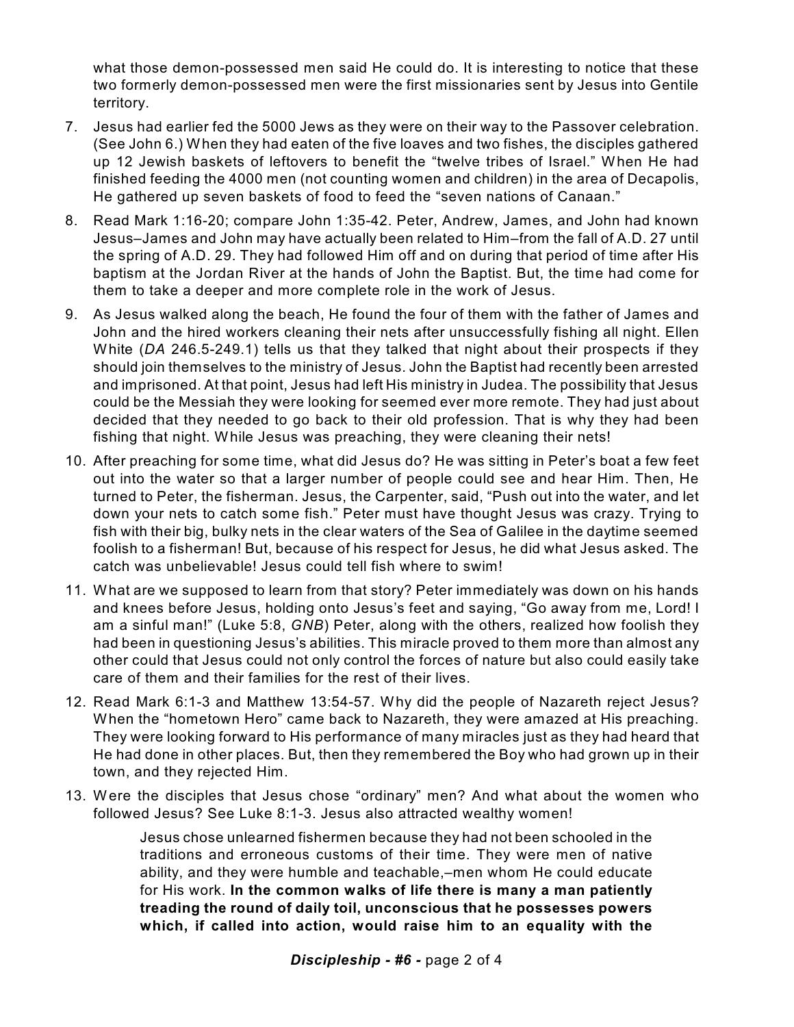what those demon-possessed men said He could do. It is interesting to notice that these two formerly demon-possessed men were the first missionaries sent by Jesus into Gentile territory.

7. Jesus had earlier fed the 5000 Jews as they were on their way to the Passover celebration. (See John 6.) When they had eaten of the five loaves and two fishes, the disciples gathered up 12 Jewish baskets of leftovers to benefit the "twelve tribes of Israel." When He had finished feeding the 4000 men (not counting women and children) in the area of Decapolis, He gathered up seven baskets of food to feed the "seven nations of Canaan."

8. Read Mark 1:16-20; compare John 1:35-42. Peter, Andrew, James, and John had known Jesus–James and John may have actually been related to Him–from the fall of A.D. 27 until the spring of A.D. 29. They had followed Him off and on during that period of time after His baptism at the Jordan River at the hands of John the Baptist. But, the time had come for them to take a deeper and more complete role in the work of Jesus.

9. As Jesus walked along the beach, He found the four of them with the father of James and John and the hired workers cleaning their nets after unsuccessfully fishing all night. Ellen White (*DA* 246.5-249.1) tells us that they talked that night about their prospects if they should join themselves to the ministry of Jesus. John the Baptist had recently been arrested and imprisoned. At that point, Jesus had left His ministry in Judea. The possibility that Jesus could be the Messiah they were looking for seemed ever more remote. They had just about decided that they needed to go back to their old profession. That is why they had been fishing that night. While Jesus was preaching, they were cleaning their nets!

10. After preaching for some time, what did Jesus do? He was sitting in Peter's boat a few feet out into the water so that a larger number of people could see and hear Him. Then, He turned to Peter, the fisherman. Jesus, the Carpenter, said, "Push out into the water, and let down your nets to catch some fish." Peter must have thought Jesus was crazy. Trying to fish with their big, bulky nets in the clear waters of the Sea of Galilee in the daytime seemed foolish to a fisherman! But, because of his respect for Jesus, he did what Jesus asked. The catch was unbelievable! Jesus could tell fish where to swim!

11. What are we supposed to learn from that story? Peter immediately was down on his hands and knees before Jesus, holding onto Jesus's feet and saying, "Go away from me, Lord! I am a sinful man!" (Luke 5:8, *GNB*) Peter, along with the others, realized how foolish they had been in questioning Jesus's abilities. This miracle proved to them more than almost any other could that Jesus could not only control the forces of nature but also could easily take care of them and their families for the rest of their lives.

12. Read Mark 6:1-3 and Matthew 13:54-57. Why did the people of Nazareth reject Jesus? When the "hometown Hero" came back to Nazareth, they were amazed at His preaching. They were looking forward to His performance of many miracles just as they had heard that He had done in other places. But, then they remembered the Boy who had grown up in their town, and they rejected Him.

13. Were the disciples that Jesus chose "ordinary" men? And what about the women who followed Jesus? See Luke 8:1-3. Jesus also attracted wealthy women!

> Jesus chose unlearned fishermen because they had not been schooled in the traditions and erroneous customs of their time. They were men of native ability, and they were humble and teachable,–men whom He could educate for His work. **In the common walks of life there is many a man patiently treading the round of daily toil, unconscious that he possesses powers which, if called into action, would raise him to an equality with the**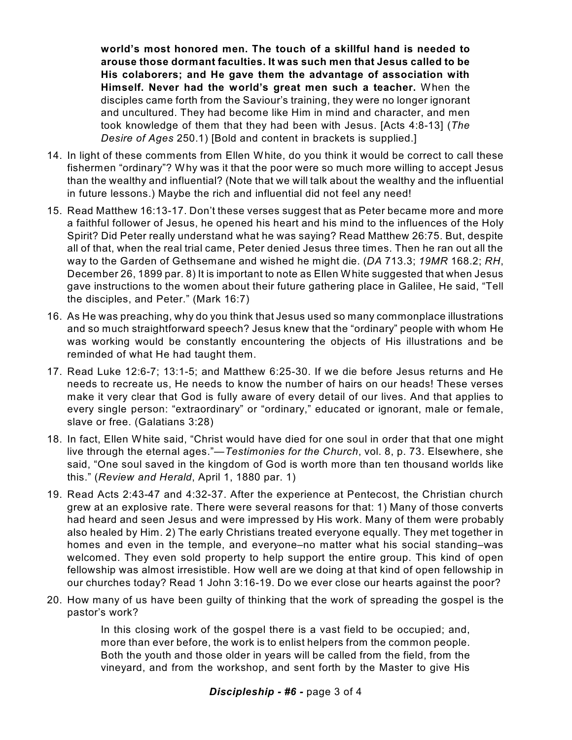> **world's most honored men. The touch of a skillful hand is needed to arouse those dormant faculties. It was such men that Jesus called to be His colaborers; and He gave them the advantage of association with Himself. Never had the world's great men such a teacher.** When the disciples came forth from the Saviour's training, they were no longer ignorant and uncultured. They had become like Him in mind and character, and men took knowledge of them that they had been with Jesus. [Acts 4:8-13] (*The Desire of Ages* 250.1) [Bold and content in brackets is supplied.]

14. In light of these comments from Ellen White, do you think it would be correct to call these fishermen "ordinary"? Why was it that the poor were so much more willing to accept Jesus than the wealthy and influential? (Note that we will talk about the wealthy and the influential in future lessons.) Maybe the rich and influential did not feel any need!

15. Read Matthew 16:13-17. Don't these verses suggest that as Peter became more and more a faithful follower of Jesus, he opened his heart and his mind to the influences of the Holy Spirit? Did Peter really understand what he was saying? Read Matthew 26:75. But, despite all of that, when the real trial came, Peter denied Jesus three times. Then he ran out all the way to the Garden of Gethsemane and wished he might die. (*DA* 713.3; *19MR* 168.2; *RH*, December 26, 1899 par. 8) It is important to note as Ellen White suggested that when Jesus gave instructions to the women about their future gathering place in Galilee, He said, "Tell the disciples, and Peter." (Mark 16:7)

16. As He was preaching, why do you think that Jesus used so many commonplace illustrations and so much straightforward speech? Jesus knew that the "ordinary" people with whom He was working would be constantly encountering the objects of His illustrations and be reminded of what He had taught them.

17. Read Luke 12:6-7; 13:1-5; and Matthew 6:25-30. If we die before Jesus returns and He needs to recreate us, He needs to know the number of hairs on our heads! These verses make it very clear that God is fully aware of every detail of our lives. And that applies to every single person: "extraordinary" or "ordinary," educated or ignorant, male or female, slave or free. (Galatians 3:28)

18. In fact, Ellen White said, "Christ would have died for one soul in order that that one might live through the eternal ages."—*Testimonies for the Church*, vol. 8, p. 73. Elsewhere, she said, "One soul saved in the kingdom of God is worth more than ten thousand worlds like this." (*Review and Herald*, April 1, 1880 par. 1)

19. Read Acts 2:43-47 and 4:32-37. After the experience at Pentecost, the Christian church grew at an explosive rate. There were several reasons for that: 1) Many of those converts had heard and seen Jesus and were impressed by His work. Many of them were probably also healed by Him. 2) The early Christians treated everyone equally. They met together in homes and even in the temple, and everyone–no matter what his social standing–was welcomed. They even sold property to help support the entire group. This kind of open fellowship was almost irresistible. How well are we doing at that kind of open fellowship in our churches today? Read 1 John 3:16-19. Do we ever close our hearts against the poor?

20. How many of us have been guilty of thinking that the work of spreading the gospel is the pastor's work?

> In this closing work of the gospel there is a vast field to be occupied; and, more than ever before, the work is to enlist helpers from the common people. Both the youth and those older in years will be called from the field, from the vineyard, and from the workshop, and sent forth by the Master to give His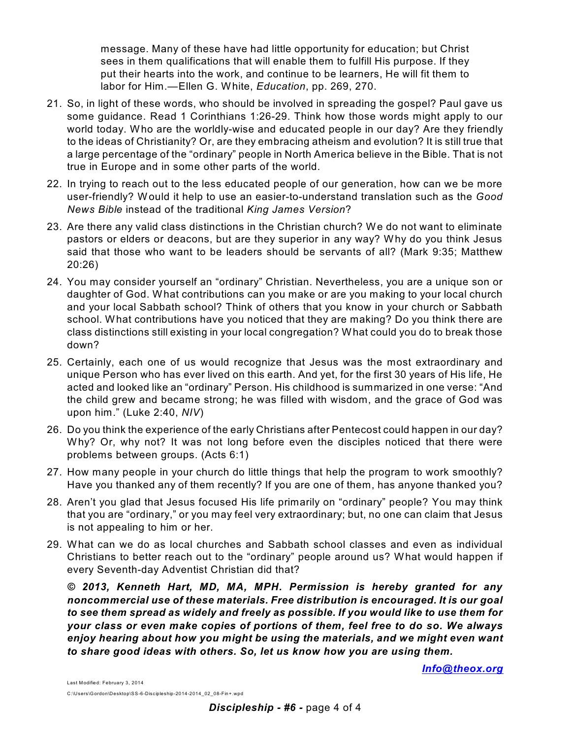message. Many of these have had little opportunity for education; but Christ sees in them qualifications that will enable them to fulfill His purpose. If they put their hearts into the work, and continue to be learners, He will fit them to labor for Him.—Ellen G. White, *Education*, pp. 269, 270.

21. So, in light of these words, who should be involved in spreading the gospel? Paul gave us some guidance. Read 1 Corinthians 1:26-29. Think how those words might apply to our world today. Who are the worldly-wise and educated people in our day? Are they friendly to the ideas of Christianity? Or, are they embracing atheism and evolution? It is still true that a large percentage of the "ordinary" people in North America believe in the Bible. That is not true in Europe and in some other parts of the world.
22. In trying to reach out to the less educated people of our generation, how can we be more user-friendly? Would it help to use an easier-to-understand translation such as the *Good News Bible* instead of the traditional *King James Version*?
23. Are there any valid class distinctions in the Christian church? We do not want to eliminate pastors or elders or deacons, but are they superior in any way? Why do you think Jesus said that those who want to be leaders should be servants of all? (Mark 9:35; Matthew 20:26)
24. You may consider yourself an "ordinary" Christian. Nevertheless, you are a unique son or daughter of God. What contributions can you make or are you making to your local church and your local Sabbath school? Think of others that you know in your church or Sabbath school. What contributions have you noticed that they are making? Do you think there are class distinctions still existing in your local congregation? What could you do to break those down?
25. Certainly, each one of us would recognize that Jesus was the most extraordinary and unique Person who has ever lived on this earth. And yet, for the first 30 years of His life, He acted and looked like an "ordinary" Person. His childhood is summarized in one verse: "And the child grew and became strong; he was filled with wisdom, and the grace of God was upon him." (Luke 2:40, *NIV*)
26. Do you think the experience of the early Christians after Pentecost could happen in our day? Why? Or, why not? It was not long before even the disciples noticed that there were problems between groups. (Acts 6:1)
27. How many people in your church do little things that help the program to work smoothly? Have you thanked any of them recently? If you are one of them, has anyone thanked you?
28. Aren't you glad that Jesus focused His life primarily on "ordinary" people? You may think that you are "ordinary," or you may feel very extraordinary; but, no one can claim that Jesus is not appealing to him or her.
29. What can we do as local churches and Sabbath school classes and even as individual Christians to better reach out to the "ordinary" people around us? What would happen if every Seventh-day Adventist Christian did that?

***© 2013, Kenneth Hart, MD, MA, MPH. Permission is hereby granted for any noncommercial use of these materials. Free distribution is encouraged. It is our goal to see them spread as widely and freely as possible. If you would like to use them for your class or even make copies of portions of them, feel free to do so. We always enjoy hearing about how you might be using the materials, and we might even want to share good ideas with others. So, let us know how you are using them.***

***Info@theox.org***

Last Modified: February 3, 2014

C:\Users\Gordon\Desktop\SS-6-Discipleship-2014-2014_02_08-Fin+.wpd